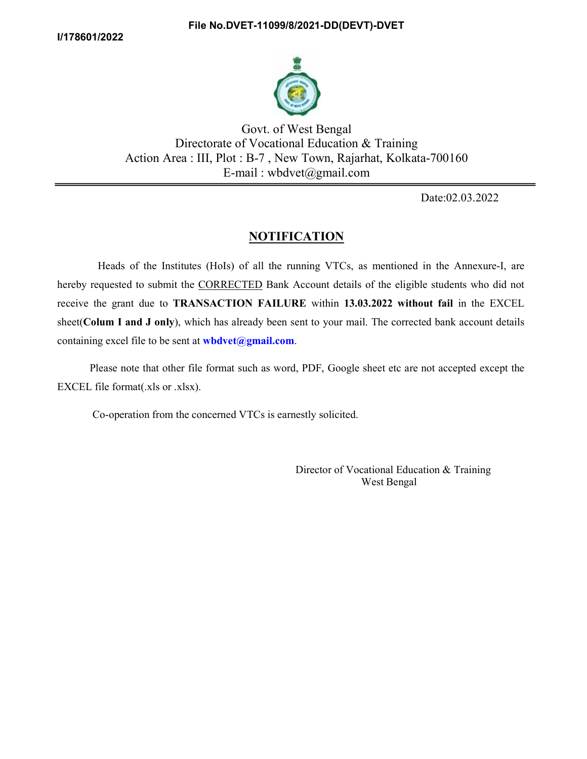File No.DVET-11099/8/2021-DD(DEVT)-DVET

I/178601/2022

Govt. of West Bengal
Directorate of Vocational Education & Training
Action Area : III, Plot : B-7 , New Town, Rajarhat, Kolkata-700160
E-mail : wbdvet@gmail.com

Date:02.03.2022

## NOTIFICATION

Heads of the Institutes (HoIs) of all the running VTCs, as mentioned in the Annexure-I, are hereby requested to submit the CORRECTED Bank Account details of the eligible students who did not receive the grant due to **TRANSACTION FAILURE** within **13.03.2022 without fail** in the EXCEL sheet(**Colum I and J only**), which has already been sent to your mail. The corrected bank account details containing excel file to be sent at **wbdvet@gmail.com**.

Please note that other file format such as word, PDF, Google sheet etc are not accepted except the EXCEL file format(.xls or .xlsx).

Co-operation from the concerned VTCs is earnestly solicited.

Director of Vocational Education & Training
West Bengal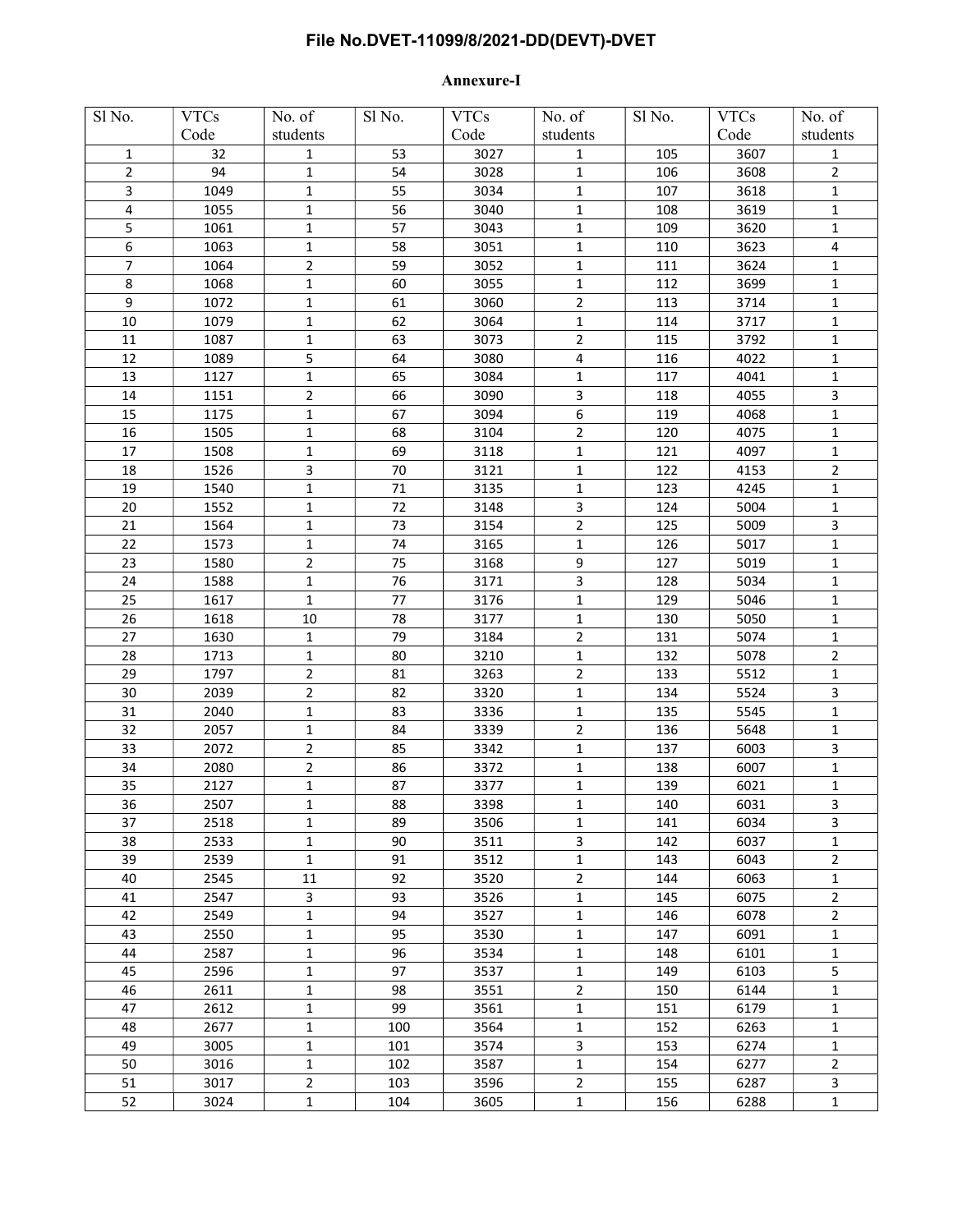**File No.DVET-11099/8/2021-DD(DEVT)-DVET**

**Annexure-I**

| Sl No. | VTCs Code | No. of students | Sl No. | VTCs Code | No. of students | Sl No. | VTCs Code | No. of students |
|---|---|---|---|---|---|---|---|---|
| 1 | 32 | 1 | 53 | 3027 | 1 | 105 | 3607 | 1 |
| 2 | 94 | 1 | 54 | 3028 | 1 | 106 | 3608 | 2 |
| 3 | 1049 | 1 | 55 | 3034 | 1 | 107 | 3618 | 1 |
| 4 | 1055 | 1 | 56 | 3040 | 1 | 108 | 3619 | 1 |
| 5 | 1061 | 1 | 57 | 3043 | 1 | 109 | 3620 | 1 |
| 6 | 1063 | 1 | 58 | 3051 | 1 | 110 | 3623 | 4 |
| 7 | 1064 | 2 | 59 | 3052 | 1 | 111 | 3624 | 1 |
| 8 | 1068 | 1 | 60 | 3055 | 1 | 112 | 3699 | 1 |
| 9 | 1072 | 1 | 61 | 3060 | 2 | 113 | 3714 | 1 |
| 10 | 1079 | 1 | 62 | 3064 | 1 | 114 | 3717 | 1 |
| 11 | 1087 | 1 | 63 | 3073 | 2 | 115 | 3792 | 1 |
| 12 | 1089 | 5 | 64 | 3080 | 4 | 116 | 4022 | 1 |
| 13 | 1127 | 1 | 65 | 3084 | 1 | 117 | 4041 | 1 |
| 14 | 1151 | 2 | 66 | 3090 | 3 | 118 | 4055 | 3 |
| 15 | 1175 | 1 | 67 | 3094 | 6 | 119 | 4068 | 1 |
| 16 | 1505 | 1 | 68 | 3104 | 2 | 120 | 4075 | 1 |
| 17 | 1508 | 1 | 69 | 3118 | 1 | 121 | 4097 | 1 |
| 18 | 1526 | 3 | 70 | 3121 | 1 | 122 | 4153 | 2 |
| 19 | 1540 | 1 | 71 | 3135 | 1 | 123 | 4245 | 1 |
| 20 | 1552 | 1 | 72 | 3148 | 3 | 124 | 5004 | 1 |
| 21 | 1564 | 1 | 73 | 3154 | 2 | 125 | 5009 | 3 |
| 22 | 1573 | 1 | 74 | 3165 | 1 | 126 | 5017 | 1 |
| 23 | 1580 | 2 | 75 | 3168 | 9 | 127 | 5019 | 1 |
| 24 | 1588 | 1 | 76 | 3171 | 3 | 128 | 5034 | 1 |
| 25 | 1617 | 1 | 77 | 3176 | 1 | 129 | 5046 | 1 |
| 26 | 1618 | 10 | 78 | 3177 | 1 | 130 | 5050 | 1 |
| 27 | 1630 | 1 | 79 | 3184 | 2 | 131 | 5074 | 1 |
| 28 | 1713 | 1 | 80 | 3210 | 1 | 132 | 5078 | 2 |
| 29 | 1797 | 2 | 81 | 3263 | 2 | 133 | 5512 | 1 |
| 30 | 2039 | 2 | 82 | 3320 | 1 | 134 | 5524 | 3 |
| 31 | 2040 | 1 | 83 | 3336 | 1 | 135 | 5545 | 1 |
| 32 | 2057 | 1 | 84 | 3339 | 2 | 136 | 5648 | 1 |
| 33 | 2072 | 2 | 85 | 3342 | 1 | 137 | 6003 | 3 |
| 34 | 2080 | 2 | 86 | 3372 | 1 | 138 | 6007 | 1 |
| 35 | 2127 | 1 | 87 | 3377 | 1 | 139 | 6021 | 1 |
| 36 | 2507 | 1 | 88 | 3398 | 1 | 140 | 6031 | 3 |
| 37 | 2518 | 1 | 89 | 3506 | 1 | 141 | 6034 | 3 |
| 38 | 2533 | 1 | 90 | 3511 | 3 | 142 | 6037 | 1 |
| 39 | 2539 | 1 | 91 | 3512 | 1 | 143 | 6043 | 2 |
| 40 | 2545 | 11 | 92 | 3520 | 2 | 144 | 6063 | 1 |
| 41 | 2547 | 3 | 93 | 3526 | 1 | 145 | 6075 | 2 |
| 42 | 2549 | 1 | 94 | 3527 | 1 | 146 | 6078 | 2 |
| 43 | 2550 | 1 | 95 | 3530 | 1 | 147 | 6091 | 1 |
| 44 | 2587 | 1 | 96 | 3534 | 1 | 148 | 6101 | 1 |
| 45 | 2596 | 1 | 97 | 3537 | 1 | 149 | 6103 | 5 |
| 46 | 2611 | 1 | 98 | 3551 | 2 | 150 | 6144 | 1 |
| 47 | 2612 | 1 | 99 | 3561 | 1 | 151 | 6179 | 1 |
| 48 | 2677 | 1 | 100 | 3564 | 1 | 152 | 6263 | 1 |
| 49 | 3005 | 1 | 101 | 3574 | 3 | 153 | 6274 | 1 |
| 50 | 3016 | 1 | 102 | 3587 | 1 | 154 | 6277 | 2 |
| 51 | 3017 | 2 | 103 | 3596 | 2 | 155 | 6287 | 3 |
| 52 | 3024 | 1 | 104 | 3605 | 1 | 156 | 6288 | 1 |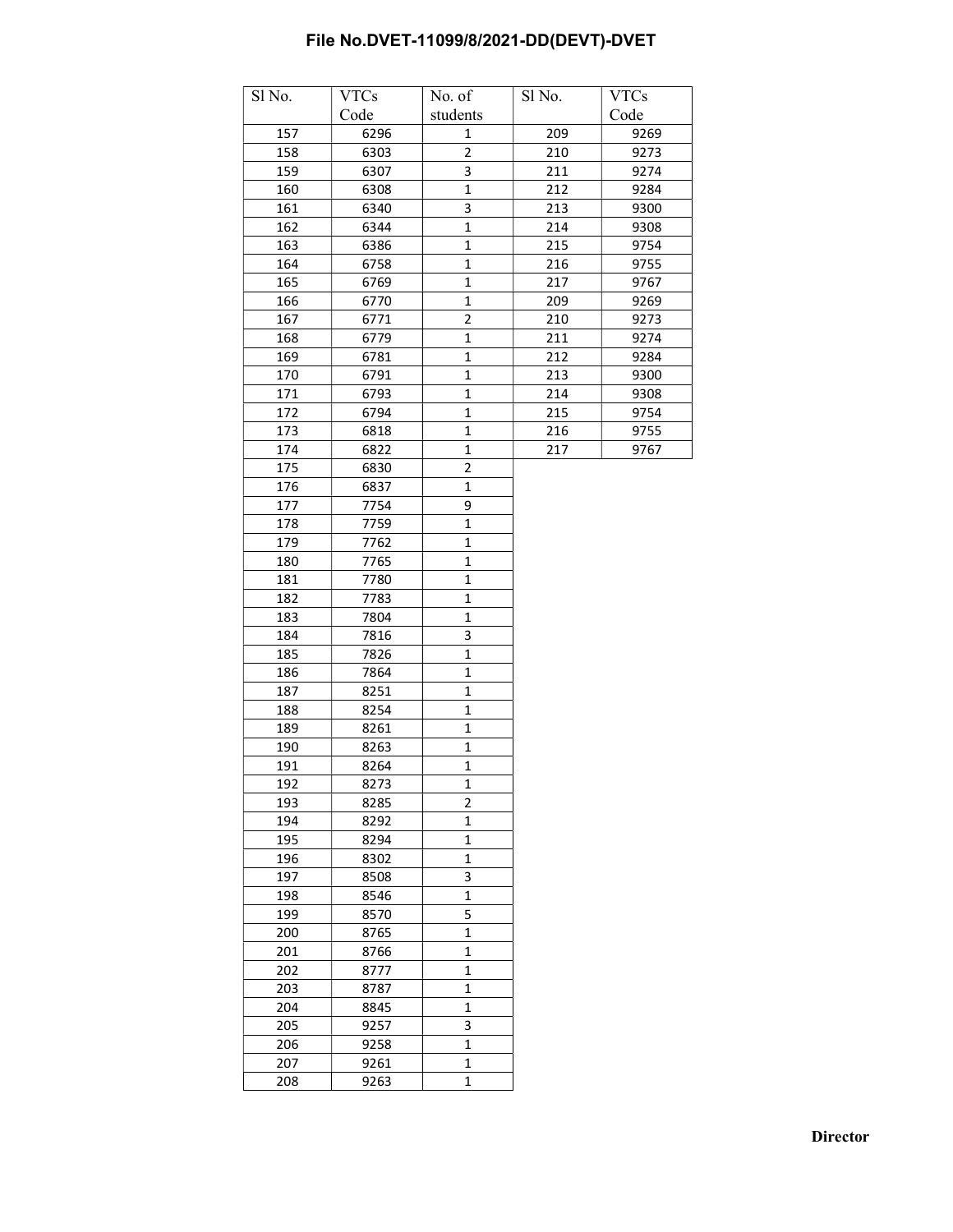| Sl No. | VTCs Code | No. of students |
|---|---|---|
| 157 | 6296 | 1 |
| 158 | 6303 | 2 |
| 159 | 6307 | 3 |
| 160 | 6308 | 1 |
| 161 | 6340 | 3 |
| 162 | 6344 | 1 |
| 163 | 6386 | 1 |
| 164 | 6758 | 1 |
| 165 | 6769 | 1 |
| 166 | 6770 | 1 |
| 167 | 6771 | 2 |
| 168 | 6779 | 1 |
| 169 | 6781 | 1 |
| 170 | 6791 | 1 |
| 171 | 6793 | 1 |
| 172 | 6794 | 1 |
| 173 | 6818 | 1 |
| 174 | 6822 | 1 |
| 175 | 6830 | 2 |
| 176 | 6837 | 1 |
| 177 | 7754 | 9 |
| 178 | 7759 | 1 |
| 179 | 7762 | 1 |
| 180 | 7765 | 1 |
| 181 | 7780 | 1 |
| 182 | 7783 | 1 |
| 183 | 7804 | 1 |
| 184 | 7816 | 3 |
| 185 | 7826 | 1 |
| 186 | 7864 | 1 |
| 187 | 8251 | 1 |
| 188 | 8254 | 1 |
| 189 | 8261 | 1 |
| 190 | 8263 | 1 |
| 191 | 8264 | 1 |
| 192 | 8273 | 1 |
| 193 | 8285 | 2 |
| 194 | 8292 | 1 |
| 195 | 8294 | 1 |
| 196 | 8302 | 1 |
| 197 | 8508 | 3 |
| 198 | 8546 | 1 |
| 199 | 8570 | 5 |
| 200 | 8765 | 1 |
| 201 | 8766 | 1 |
| 202 | 8777 | 1 |
| 203 | 8787 | 1 |
| 204 | 8845 | 1 |
| 205 | 9257 | 3 |
| 206 | 9258 | 1 |
| 207 | 9261 | 1 |
| 208 | 9263 | 1 |
| 209 | 9269 | |
| 210 | 9273 | |
| 211 | 9274 | |
| 212 | 9284 | |
| 213 | 9300 | |
| 214 | 9308 | |
| 215 | 9754 | |
| 216 | 9755 | |
| 217 | 9767 | |
| 209 | 9269 | |
| 210 | 9273 | |
| 211 | 9274 | |
| 212 | 9284 | |
| 213 | 9300 | |
| 214 | 9308 | |
| 215 | 9754 | |
| 216 | 9755 | |
| 217 | 9767 | |

**Director**